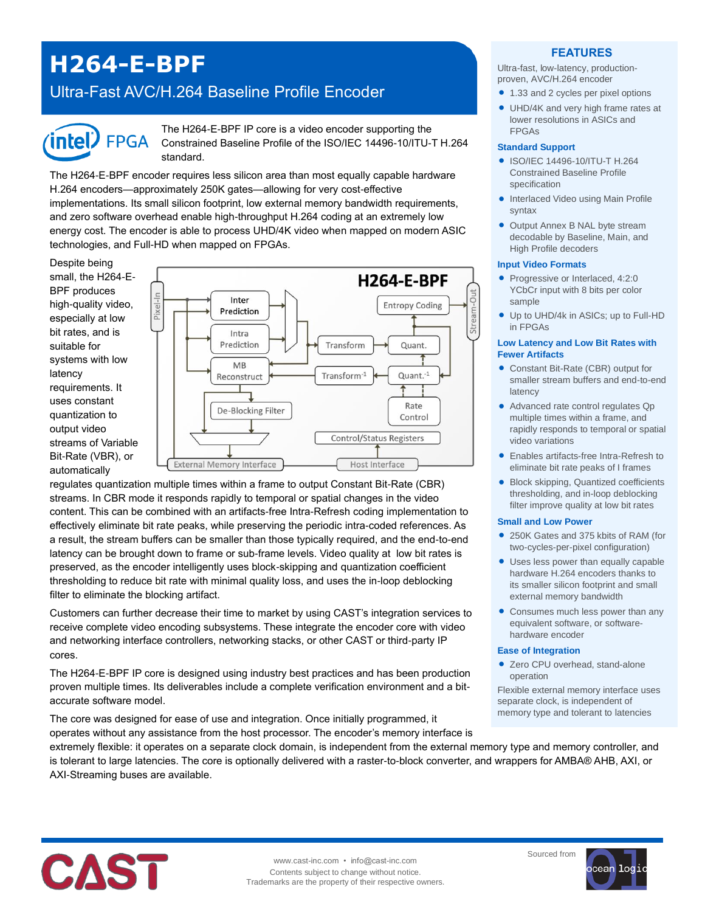# H264-E-BPF

## Ultra-Fast AVC/H.264 Baseline Profile Encoder

The H264-E-BPF IP core is a video encoder supporting the Constrained Baseline Profile of the ISO/IEC 14496-10/ITU-T H.264 standard.

The H264-E-BPF encoder requires less silicon area than most equally capable hardware H.264 encoders—approximately 250K gates—allowing for very cost-effective implementations. Its small silicon footprint, low external memory bandwidth requirements, and zero software overhead enable high-throughput H.264 coding at an extremely low energy cost. The encoder is able to process UHD/4K video when mapped on modern ASIC technologies, and Full-HD when mapped on FPGAs.

Despite being small, the H264-E-BPF produces high-quality video, especially at low bit rates, and is suitable for systems with low latency requirements. It uses constant quantization to output video streams of Variable Bit-Rate (VBR), or automatically regulates quantization multiple times within a frame to output Constant Bit-Rate (CBR) streams. In CBR mode it responds rapidly to temporal or spatial changes in the video content. This can be combined with an artifacts-free Intra-Refresh coding implementation to effectively eliminate bit rate peaks, while preserving the periodic intra-coded references. As a result, the stream buffers can be smaller than those typically required, and the end-to-end latency can be brought down to frame or sub-frame levels. Video quality at low bit rates is preserved, as the encoder intelligently uses block-skipping and quantization coefficient thresholding to reduce bit rate with minimal quality loss, and uses the in-loop deblocking filter to eliminate the blocking artifact.

Customers can further decrease their time to market by using CAST's integration services to receive complete video encoding subsystems. These integrate the encoder core with video and networking interface controllers, networking stacks, or other CAST or third-party IP cores.

The H264-E-BPF IP core is designed using industry best practices and has been production proven multiple times. Its deliverables include a complete verification environment and a bit-accurate software model.

The core was designed for ease of use and integration. Once initially programmed, it operates without any assistance from the host processor. The encoder's memory interface is extremely flexible: it operates on a separate clock domain, is independent from the external memory type and memory controller, and is tolerant to large latencies. The core is optionally delivered with a raster-to-block converter, and wrappers for AMBA® AHB, AXI, or AXI-Streaming buses are available.

## FEATURES

Ultra-fast, low-latency, production-proven, AVC/H.264 encoder

- 1.33 and 2 cycles per pixel options
- UHD/4K and very high frame rates at lower resolutions in ASICs and FPGAs

### Standard Support

- ISO/IEC 14496-10/ITU-T H.264 Constrained Baseline Profile specification
- Interlaced Video using Main Profile syntax
- Output Annex B NAL byte stream decodable by Baseline, Main, and High Profile decoders

### Input Video Formats

- Progressive or Interlaced, 4:2:0 YCbCr input with 8 bits per color sample
- Up to UHD/4k in ASICs; up to Full-HD in FPGAs

### Low Latency and Low Bit Rates with Fewer Artifacts

- Constant Bit-Rate (CBR) output for smaller stream buffers and end-to-end latency
- Advanced rate control regulates Qp multiple times within a frame, and rapidly responds to temporal or spatial video variations
- Enables artifacts-free Intra-Refresh to eliminate bit rate peaks of I frames
- Block skipping, Quantized coefficients thresholding, and in-loop deblocking filter improve quality at low bit rates

### Small and Low Power

- 250K Gates and 375 kbits of RAM (for two-cycles-per-pixel configuration)
- Uses less power than equally capable hardware H.264 encoders thanks to its smaller silicon footprint and small external memory bandwidth
- Consumes much less power than any equivalent software, or software-hardware encoder

### Ease of Integration

- Zero CPU overhead, stand-alone operation

Flexible external memory interface uses separate clock, is independent of memory type and tolerant to latencies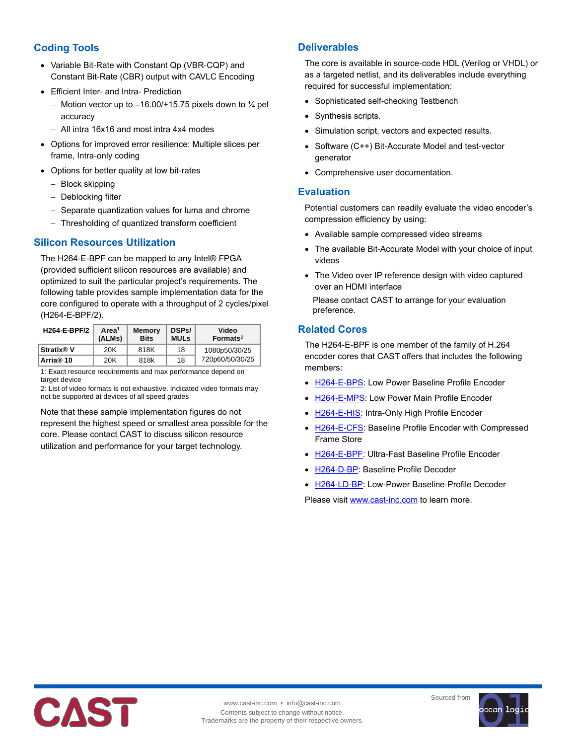## Coding Tools

- Variable Bit-Rate with Constant Qp (VBR-CQP) and Constant Bit-Rate (CBR) output with CAVLC Encoding
- Efficient Inter- and Intra- Prediction
  - Motion vector up to –16.00/+15.75 pixels down to ¼ pel accuracy
  - All intra 16x16 and most intra 4x4 modes
- Options for improved error resilience: Multiple slices per frame, Intra-only coding
- Options for better quality at low bit-rates
  - Block skipping
  - Deblocking filter
  - Separate quantization values for luma and chrome
  - Thresholding of quantized transform coefficient

## Silicon Resources Utilization

The H264-E-BPF can be mapped to any Intel® FPGA (provided sufficient silicon resources are available) and optimized to suit the particular project's requirements. The following table provides sample implementation data for the core configured to operate with a throughput of 2 cycles/pixel (H264-E-BPF/2).

| H264-E-BPF/2 | Area[1] (ALMs) | Memory Bits | DSPs/ MULs | Video Formats[2] |
|---|---|---|---|---|
| **Stratix® V** | 20K | 818K | 18 | 1080p50/30/25 720p60/50/30/25 |
| **Arria® 10** | 20K | 818K | 18 | |

1: Exact resource requirements and max performance depend on target device
2: List of video formats is not exhaustive. Indicated video formats may not be supported at devices of all speed grades

Note that these sample implementation figures do not represent the highest speed or smallest area possible for the core. Please contact CAST to discuss silicon resource utilization and performance for your target technology.

## Deliverables

The core is available in source-code HDL (Verilog or VHDL) or as a targeted netlist, and its deliverables include everything required for successful implementation:

- Sophisticated self-checking Testbench
- Synthesis scripts.
- Simulation script, vectors and expected results.
- Software (C++) Bit-Accurate Model and test-vector generator
- Comprehensive user documentation.

## Evaluation

Potential customers can readily evaluate the video encoder's compression efficiency by using:

- Available sample compressed video streams
- The available Bit-Accurate Model with your choice of input videos
- The Video over IP reference design with video captured over an HDMI interface

Please contact CAST to arrange for your evaluation preference.

## Related Cores

The H264-E-BPF is one member of the family of H.264 encoder cores that CAST offers that includes the following members:

- H264-E-BPS: Low Power Baseline Profile Encoder
- H264-E-MPS: Low Power Main Profile Encoder
- H264-E-HIS: Intra-Only High Profile Encoder
- H264-E-CFS: Baseline Profile Encoder with Compressed Frame Store
- H264-E-BPF: Ultra-Fast Baseline Profile Encoder
- H264-D-BP: Baseline Profile Decoder
- H264-LD-BP: Low-Power Baseline-Profile Decoder

Please visit www.cast-inc.com to learn more.

www.cast-inc.com • info@cast-inc.com
Contents subject to change without notice.
Trademarks are the property of their respective owners.

Sourced from